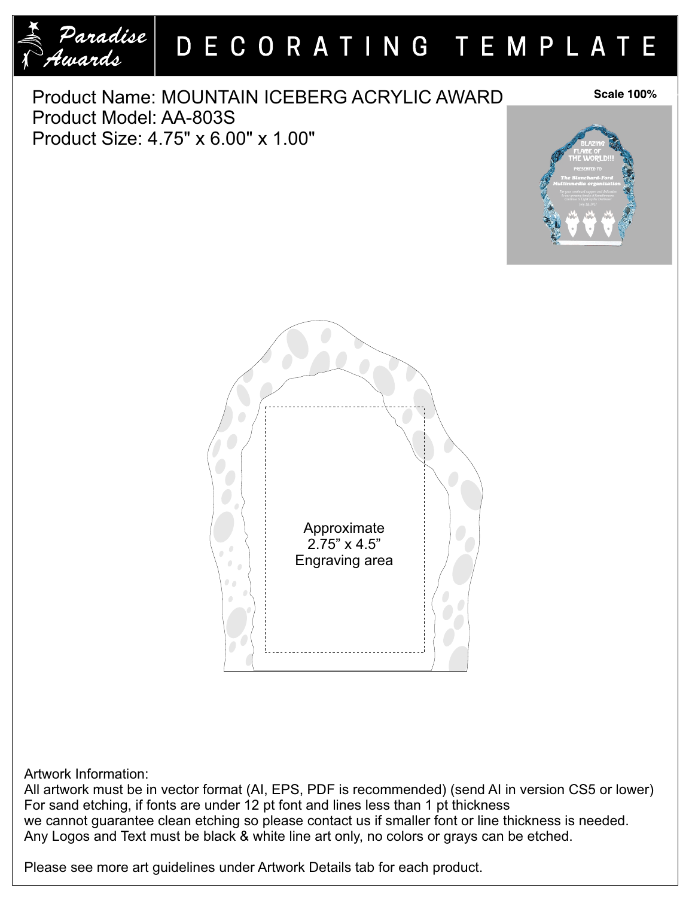# DECORATING TEMPLATE

Paradise Awards

Product Name: MOUNTAIN ICEBERG ACRYLIC AWARD
Product Model: AA-803S
Product Size: 4.75" x 6.00" x 1.00"

Scale 100%

Approximate
2.75" x 4.5"
Engraving area

Artwork Information:
All artwork must be in vector format (AI, EPS, PDF is recommended) (send AI in version CS5 or lower)
For sand etching, if fonts are under 12 pt font and lines less than 1 pt thickness
we cannot guarantee clean etching so please contact us if smaller font or line thickness is needed.
Any Logos and Text must be black & white line art only, no colors or grays can be etched.

Please see more art guidelines under Artwork Details tab for each product.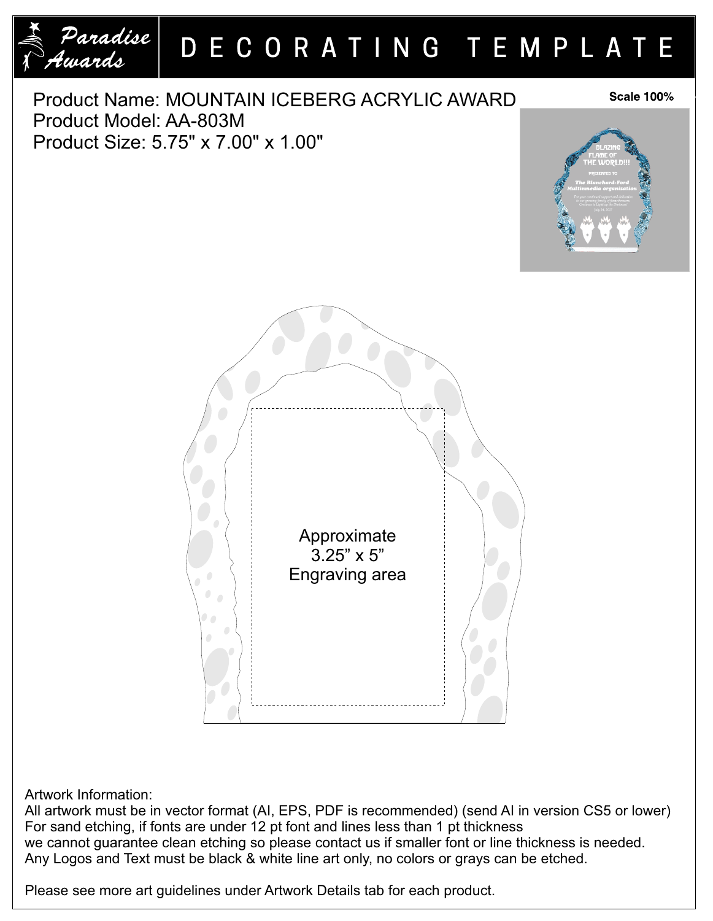# DECORATING TEMPLATE

Product Name: MOUNTAIN ICEBERG ACRYLIC AWARD
Product Model: AA-803M
Product Size: 5.75" x 7.00" x 1.00"

Scale 100%

Approximate
3.25” x 5”
Engraving area

Artwork Information:
All artwork must be in vector format (AI, EPS, PDF is recommended) (send AI in version CS5 or lower)
For sand etching, if fonts are under 12 pt font and lines less than 1 pt thickness
we cannot guarantee clean etching so please contact us if smaller font or line thickness is needed.
Any Logos and Text must be black & white line art only, no colors or grays can be etched.

Please see more art guidelines under Artwork Details tab for each product.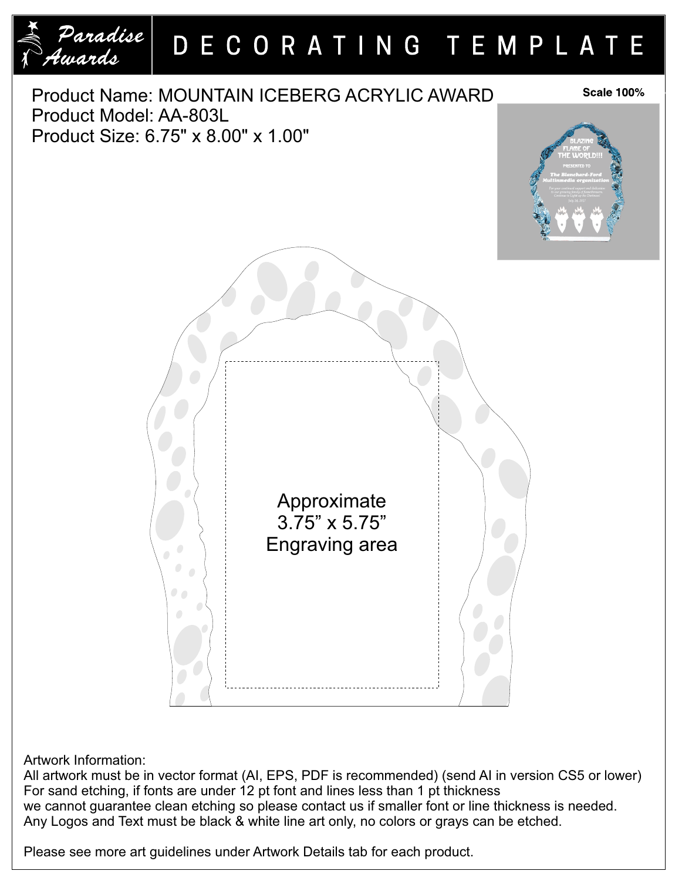Paradise Awards

# DECORATING TEMPLATE

Product Name: MOUNTAIN ICEBERG ACRYLIC AWARD
Product Model: AA-803L
Product Size: 6.75" x 8.00" x 1.00"

Scale 100%

Approximate
3.75” x 5.75”
Engraving area

Artwork Information:
All artwork must be in vector format (AI, EPS, PDF is recommended) (send AI in version CS5 or lower)
For sand etching, if fonts are under 12 pt font and lines less than 1 pt thickness
we cannot guarantee clean etching so please contact us if smaller font or line thickness is needed.
Any Logos and Text must be black & white line art only, no colors or grays can be etched.

Please see more art guidelines under Artwork Details tab for each product.